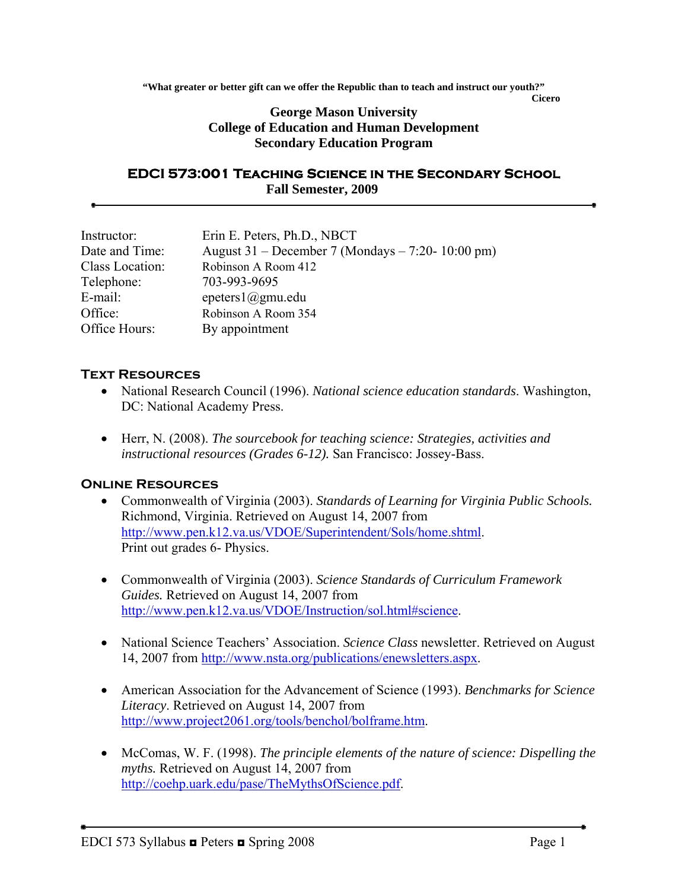**"What greater or better gift can we offer the Republic than to teach and instruct our youth?"**
**Cicero**

# George Mason University
# College of Education and Human Development
# Secondary Education Program

## EDCI 573:001 Teaching Science in the Secondary School
**Fall Semester, 2009**

---

Instructor: Erin E. Peters, Ph.D., NBCT
Date and Time: August 31 – December 7 (Mondays – 7:20- 10:00 pm)
Class Location: Robinson A Room 412
Telephone: 703-993-9695
E-mail: epeters1@gmu.edu
Office: Robinson A Room 354
Office Hours: By appointment

## Text Resources

- National Research Council (1996). *National science education standards*. Washington, DC: National Academy Press.

- Herr, N. (2008). *The sourcebook for teaching science: Strategies, activities and instructional resources (Grades 6-12).* San Francisco: Jossey-Bass.

## Online Resources

- Commonwealth of Virginia (2003). *Standards of Learning for Virginia Public Schools.* Richmond, Virginia. Retrieved on August 14, 2007 from http://www.pen.k12.va.us/VDOE/Superintendent/Sols/home.shtml. Print out grades 6- Physics.

- Commonwealth of Virginia (2003). *Science Standards of Curriculum Framework Guides.* Retrieved on August 14, 2007 from http://www.pen.k12.va.us/VDOE/Instruction/sol.html#science.

- National Science Teachers' Association. *Science Class* newsletter. Retrieved on August 14, 2007 from http://www.nsta.org/publications/enewsletters.aspx.

- American Association for the Advancement of Science (1993). *Benchmarks for Science Literacy*. Retrieved on August 14, 2007 from http://www.project2061.org/tools/benchol/bolframe.htm.

- McComas, W. F. (1998). *The principle elements of the nature of science: Dispelling the myths.* Retrieved on August 14, 2007 from http://coehp.uark.edu/pase/TheMythsOfScience.pdf.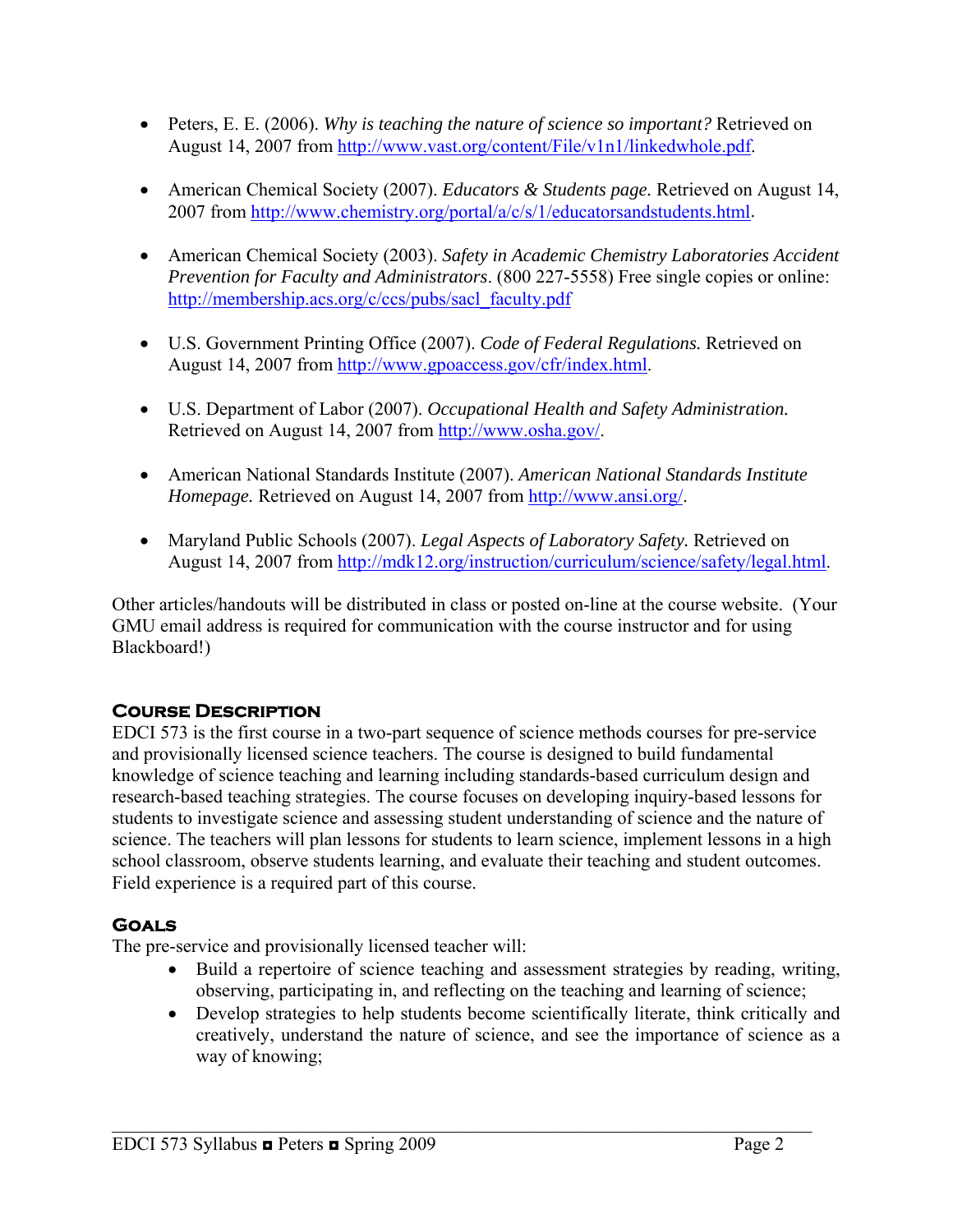- Peters, E. E. (2006). *Why is teaching the nature of science so important?* Retrieved on August 14, 2007 from http://www.vast.org/content/File/v1n1/linkedwhole.pdf.

- American Chemical Society (2007). *Educators & Students page.* Retrieved on August 14, 2007 from http://www.chemistry.org/portal/a/c/s/1/educatorsandstudents.html.

- American Chemical Society (2003). *Safety in Academic Chemistry Laboratories Accident Prevention for Faculty and Administrators*. (800 227-5558) Free single copies or online: http://membership.acs.org/c/ccs/pubs/sacl_faculty.pdf

- U.S. Government Printing Office (2007). *Code of Federal Regulations.* Retrieved on August 14, 2007 from http://www.gpoaccess.gov/cfr/index.html.

- U.S. Department of Labor (2007). *Occupational Health and Safety Administration.* Retrieved on August 14, 2007 from http://www.osha.gov/.

- American National Standards Institute (2007). *American National Standards Institute Homepage.* Retrieved on August 14, 2007 from http://www.ansi.org/.

- Maryland Public Schools (2007). *Legal Aspects of Laboratory Safety.* Retrieved on August 14, 2007 from http://mdk12.org/instruction/curriculum/science/safety/legal.html.

Other articles/handouts will be distributed in class or posted on-line at the course website. (Your GMU email address is required for communication with the course instructor and for using Blackboard!)

## Course Description

EDCI 573 is the first course in a two-part sequence of science methods courses for pre-service and provisionally licensed science teachers. The course is designed to build fundamental knowledge of science teaching and learning including standards-based curriculum design and research-based teaching strategies. The course focuses on developing inquiry-based lessons for students to investigate science and assessing student understanding of science and the nature of science. The teachers will plan lessons for students to learn science, implement lessons in a high school classroom, observe students learning, and evaluate their teaching and student outcomes. Field experience is a required part of this course.

## Goals

The pre-service and provisionally licensed teacher will:

- Build a repertoire of science teaching and assessment strategies by reading, writing, observing, participating in, and reflecting on the teaching and learning of science;
- Develop strategies to help students become scientifically literate, think critically and creatively, understand the nature of science, and see the importance of science as a way of knowing;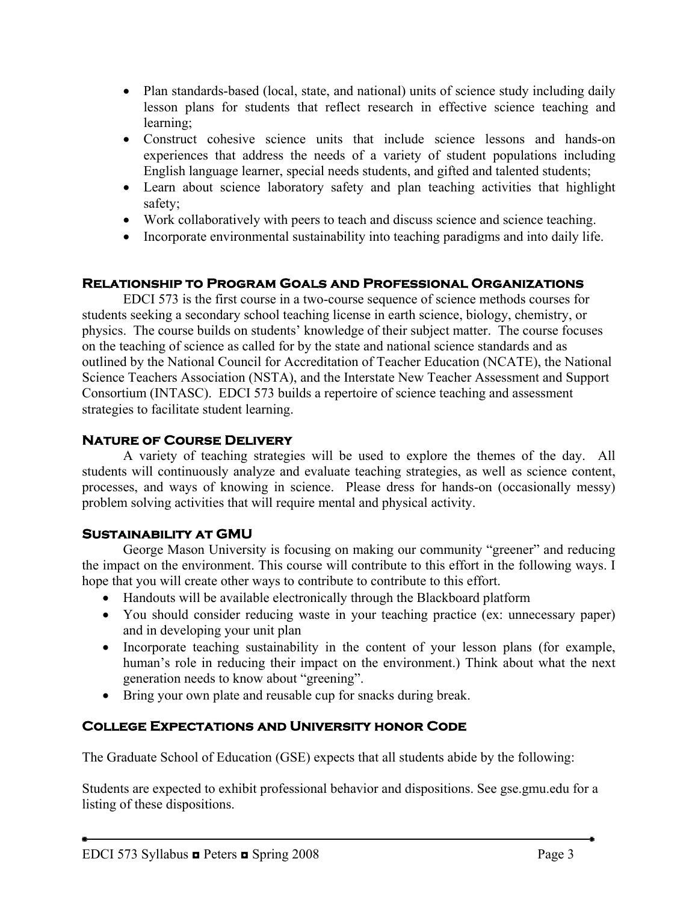- Plan standards-based (local, state, and national) units of science study including daily lesson plans for students that reflect research in effective science teaching and learning;
- Construct cohesive science units that include science lessons and hands-on experiences that address the needs of a variety of student populations including English language learner, special needs students, and gifted and talented students;
- Learn about science laboratory safety and plan teaching activities that highlight safety;
- Work collaboratively with peers to teach and discuss science and science teaching.
- Incorporate environmental sustainability into teaching paradigms and into daily life.

## Relationship to Program Goals and Professional Organizations

EDCI 573 is the first course in a two-course sequence of science methods courses for students seeking a secondary school teaching license in earth science, biology, chemistry, or physics. The course builds on students' knowledge of their subject matter. The course focuses on the teaching of science as called for by the state and national science standards and as outlined by the National Council for Accreditation of Teacher Education (NCATE), the National Science Teachers Association (NSTA), and the Interstate New Teacher Assessment and Support Consortium (INTASC). EDCI 573 builds a repertoire of science teaching and assessment strategies to facilitate student learning.

## Nature of Course Delivery

A variety of teaching strategies will be used to explore the themes of the day. All students will continuously analyze and evaluate teaching strategies, as well as science content, processes, and ways of knowing in science. Please dress for hands-on (occasionally messy) problem solving activities that will require mental and physical activity.

## Sustainability at GMU

George Mason University is focusing on making our community "greener" and reducing the impact on the environment. This course will contribute to this effort in the following ways. I hope that you will create other ways to contribute to contribute to this effort.

- Handouts will be available electronically through the Blackboard platform
- You should consider reducing waste in your teaching practice (ex: unnecessary paper) and in developing your unit plan
- Incorporate teaching sustainability in the content of your lesson plans (for example, human's role in reducing their impact on the environment.) Think about what the next generation needs to know about "greening".
- Bring your own plate and reusable cup for snacks during break.

## College Expectations and University honor Code

The Graduate School of Education (GSE) expects that all students abide by the following:

Students are expected to exhibit professional behavior and dispositions. See gse.gmu.edu for a listing of these dispositions.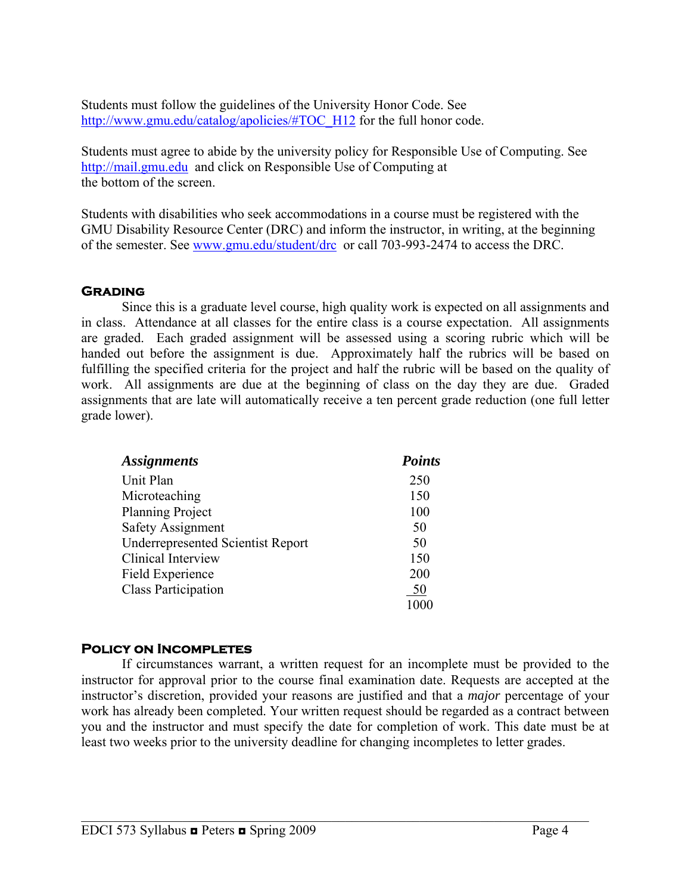Students must follow the guidelines of the University Honor Code. See http://www.gmu.edu/catalog/apolicies/#TOC_H12 for the full honor code.

Students must agree to abide by the university policy for Responsible Use of Computing. See http://mail.gmu.edu and click on Responsible Use of Computing at the bottom of the screen.

Students with disabilities who seek accommodations in a course must be registered with the GMU Disability Resource Center (DRC) and inform the instructor, in writing, at the beginning of the semester. See www.gmu.edu/student/drc or call 703-993-2474 to access the DRC.

## Grading

Since this is a graduate level course, high quality work is expected on all assignments and in class. Attendance at all classes for the entire class is a course expectation. All assignments are graded. Each graded assignment will be assessed using a scoring rubric which will be handed out before the assignment is due. Approximately half the rubrics will be based on fulfilling the specified criteria for the project and half the rubric will be based on the quality of work. All assignments are due at the beginning of class on the day they are due. Graded assignments that are late will automatically receive a ten percent grade reduction (one full letter grade lower).

| *Assignments* | *Points* |
|---|---|
| Unit Plan | 250 |
| Microteaching | 150 |
| Planning Project | 100 |
| Safety Assignment | 50 |
| Underrepresented Scientist Report | 50 |
| Clinical Interview | 150 |
| Field Experience | 200 |
| Class Participation | 50 |
| | 1000 |

## Policy on Incompletes

If circumstances warrant, a written request for an incomplete must be provided to the instructor for approval prior to the course final examination date. Requests are accepted at the instructor's discretion, provided your reasons are justified and that a *major* percentage of your work has already been completed. Your written request should be regarded as a contract between you and the instructor and must specify the date for completion of work. This date must be at least two weeks prior to the university deadline for changing incompletes to letter grades.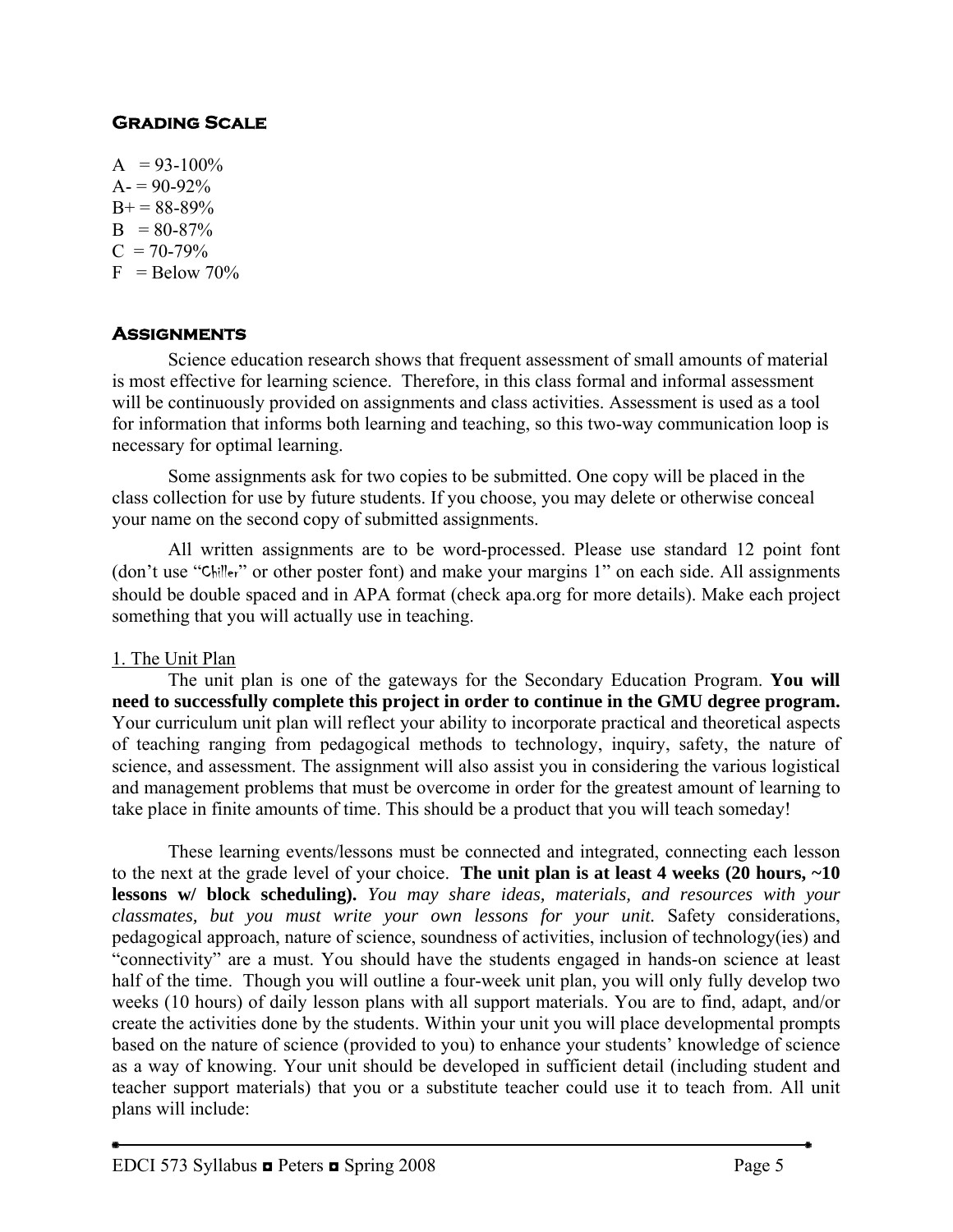## Grading Scale

A = 93-100%
A- = 90-92%
B+ = 88-89%
B = 80-87%
C = 70-79%
F = Below 70%

## Assignments

Science education research shows that frequent assessment of small amounts of material is most effective for learning science. Therefore, in this class formal and informal assessment will be continuously provided on assignments and class activities. Assessment is used as a tool for information that informs both learning and teaching, so this two-way communication loop is necessary for optimal learning.

Some assignments ask for two copies to be submitted. One copy will be placed in the class collection for use by future students. If you choose, you may delete or otherwise conceal your name on the second copy of submitted assignments.

All written assignments are to be word-processed. Please use standard 12 point font (don't use "Chiller" or other poster font) and make your margins 1" on each side. All assignments should be double spaced and in APA format (check apa.org for more details). Make each project something that you will actually use in teaching.

### 1. The Unit Plan

The unit plan is one of the gateways for the Secondary Education Program. **You will need to successfully complete this project in order to continue in the GMU degree program.** Your curriculum unit plan will reflect your ability to incorporate practical and theoretical aspects of teaching ranging from pedagogical methods to technology, inquiry, safety, the nature of science, and assessment. The assignment will also assist you in considering the various logistical and management problems that must be overcome in order for the greatest amount of learning to take place in finite amounts of time. This should be a product that you will teach someday!

These learning events/lessons must be connected and integrated, connecting each lesson to the next at the grade level of your choice. **The unit plan is at least 4 weeks (20 hours, ~10 lessons w/ block scheduling).** *You may share ideas, materials, and resources with your classmates, but you must write your own lessons for your unit.* Safety considerations, pedagogical approach, nature of science, soundness of activities, inclusion of technology(ies) and "connectivity" are a must. You should have the students engaged in hands-on science at least half of the time. Though you will outline a four-week unit plan, you will only fully develop two weeks (10 hours) of daily lesson plans with all support materials. You are to find, adapt, and/or create the activities done by the students. Within your unit you will place developmental prompts based on the nature of science (provided to you) to enhance your students' knowledge of science as a way of knowing. Your unit should be developed in sufficient detail (including student and teacher support materials) that you or a substitute teacher could use it to teach from. All unit plans will include: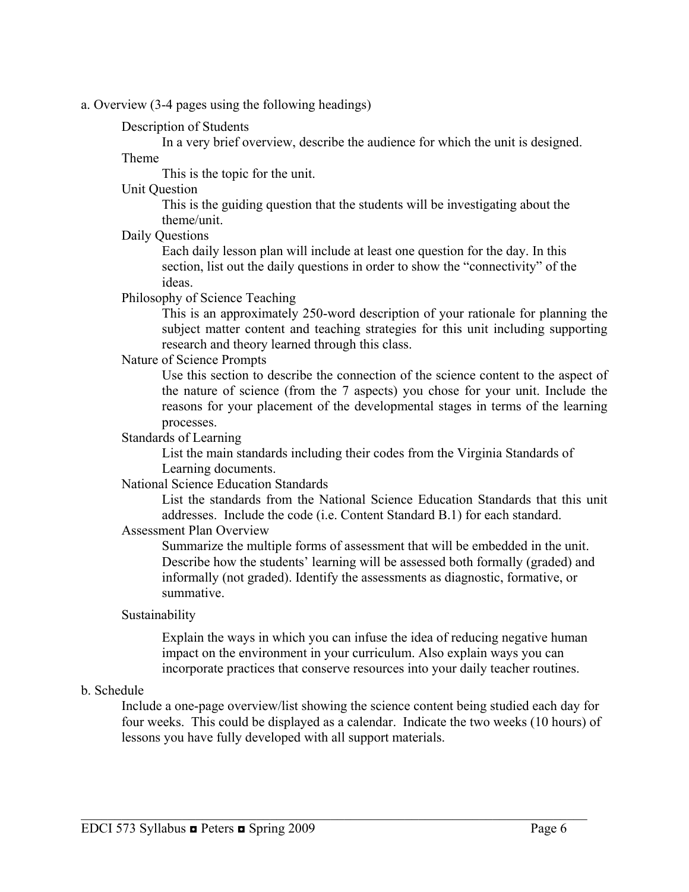a. Overview (3-4 pages using the following headings)

Description of Students

In a very brief overview, describe the audience for which the unit is designed.

Theme

This is the topic for the unit.

Unit Question

This is the guiding question that the students will be investigating about the theme/unit.

Daily Questions

Each daily lesson plan will include at least one question for the day. In this section, list out the daily questions in order to show the "connectivity" of the ideas.

Philosophy of Science Teaching

This is an approximately 250-word description of your rationale for planning the subject matter content and teaching strategies for this unit including supporting research and theory learned through this class.

Nature of Science Prompts

Use this section to describe the connection of the science content to the aspect of the nature of science (from the 7 aspects) you chose for your unit. Include the reasons for your placement of the developmental stages in terms of the learning processes.

Standards of Learning

List the main standards including their codes from the Virginia Standards of Learning documents.

National Science Education Standards

List the standards from the National Science Education Standards that this unit addresses. Include the code (i.e. Content Standard B.1) for each standard.

Assessment Plan Overview

Summarize the multiple forms of assessment that will be embedded in the unit. Describe how the students' learning will be assessed both formally (graded) and informally (not graded). Identify the assessments as diagnostic, formative, or summative.

Sustainability

Explain the ways in which you can infuse the idea of reducing negative human impact on the environment in your curriculum. Also explain ways you can incorporate practices that conserve resources into your daily teacher routines.

b. Schedule

Include a one-page overview/list showing the science content being studied each day for four weeks. This could be displayed as a calendar. Indicate the two weeks (10 hours) of lessons you have fully developed with all support materials.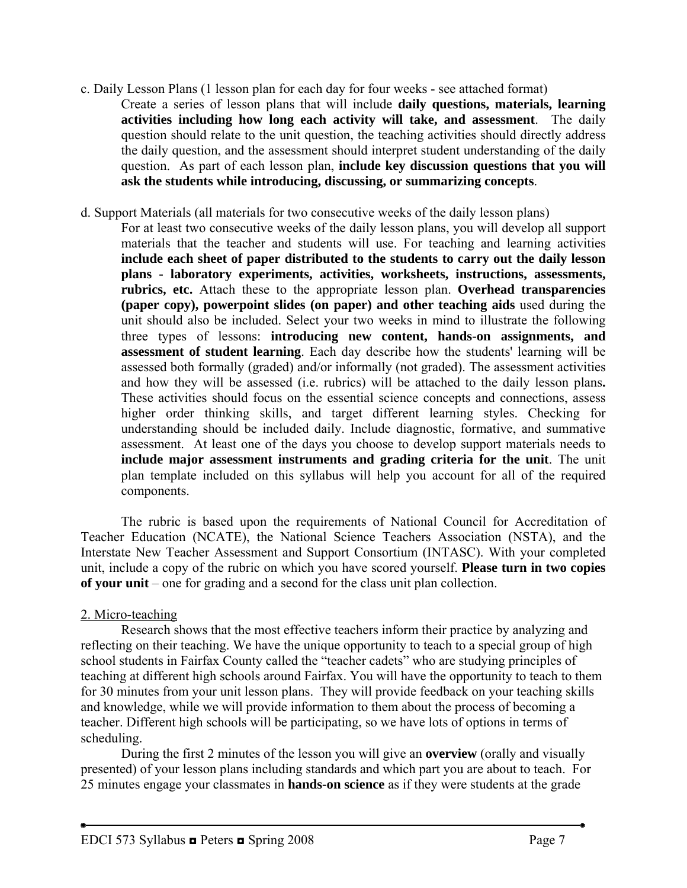c. Daily Lesson Plans (1 lesson plan for each day for four weeks - see attached format)

Create a series of lesson plans that will include **daily questions, materials, learning activities including how long each activity will take, and assessment**. The daily question should relate to the unit question, the teaching activities should directly address the daily question, and the assessment should interpret student understanding of the daily question. As part of each lesson plan, **include key discussion questions that you will ask the students while introducing, discussing, or summarizing concepts**.

d. Support Materials (all materials for two consecutive weeks of the daily lesson plans)

For at least two consecutive weeks of the daily lesson plans, you will develop all support materials that the teacher and students will use. For teaching and learning activities **include each sheet of paper distributed to the students to carry out the daily lesson plans - laboratory experiments, activities, worksheets, instructions, assessments, rubrics, etc.** Attach these to the appropriate lesson plan. **Overhead transparencies (paper copy), powerpoint slides (on paper) and other teaching aids** used during the unit should also be included. Select your two weeks in mind to illustrate the following three types of lessons: **introducing new content, hands-on assignments, and assessment of student learning**. Each day describe how the students' learning will be assessed both formally (graded) and/or informally (not graded). The assessment activities and how they will be assessed (i.e. rubrics) will be attached to the daily lesson plans**.** These activities should focus on the essential science concepts and connections, assess higher order thinking skills, and target different learning styles. Checking for understanding should be included daily. Include diagnostic, formative, and summative assessment. At least one of the days you choose to develop support materials needs to **include major assessment instruments and grading criteria for the unit**. The unit plan template included on this syllabus will help you account for all of the required components.

The rubric is based upon the requirements of National Council for Accreditation of Teacher Education (NCATE), the National Science Teachers Association (NSTA), and the Interstate New Teacher Assessment and Support Consortium (INTASC). With your completed unit, include a copy of the rubric on which you have scored yourself. **Please turn in two copies of your unit** – one for grading and a second for the class unit plan collection.

2. Micro-teaching

Research shows that the most effective teachers inform their practice by analyzing and reflecting on their teaching. We have the unique opportunity to teach to a special group of high school students in Fairfax County called the "teacher cadets" who are studying principles of teaching at different high schools around Fairfax. You will have the opportunity to teach to them for 30 minutes from your unit lesson plans. They will provide feedback on your teaching skills and knowledge, while we will provide information to them about the process of becoming a teacher. Different high schools will be participating, so we have lots of options in terms of scheduling.

During the first 2 minutes of the lesson you will give an **overview** (orally and visually presented) of your lesson plans including standards and which part you are about to teach. For 25 minutes engage your classmates in **hands-on science** as if they were students at the grade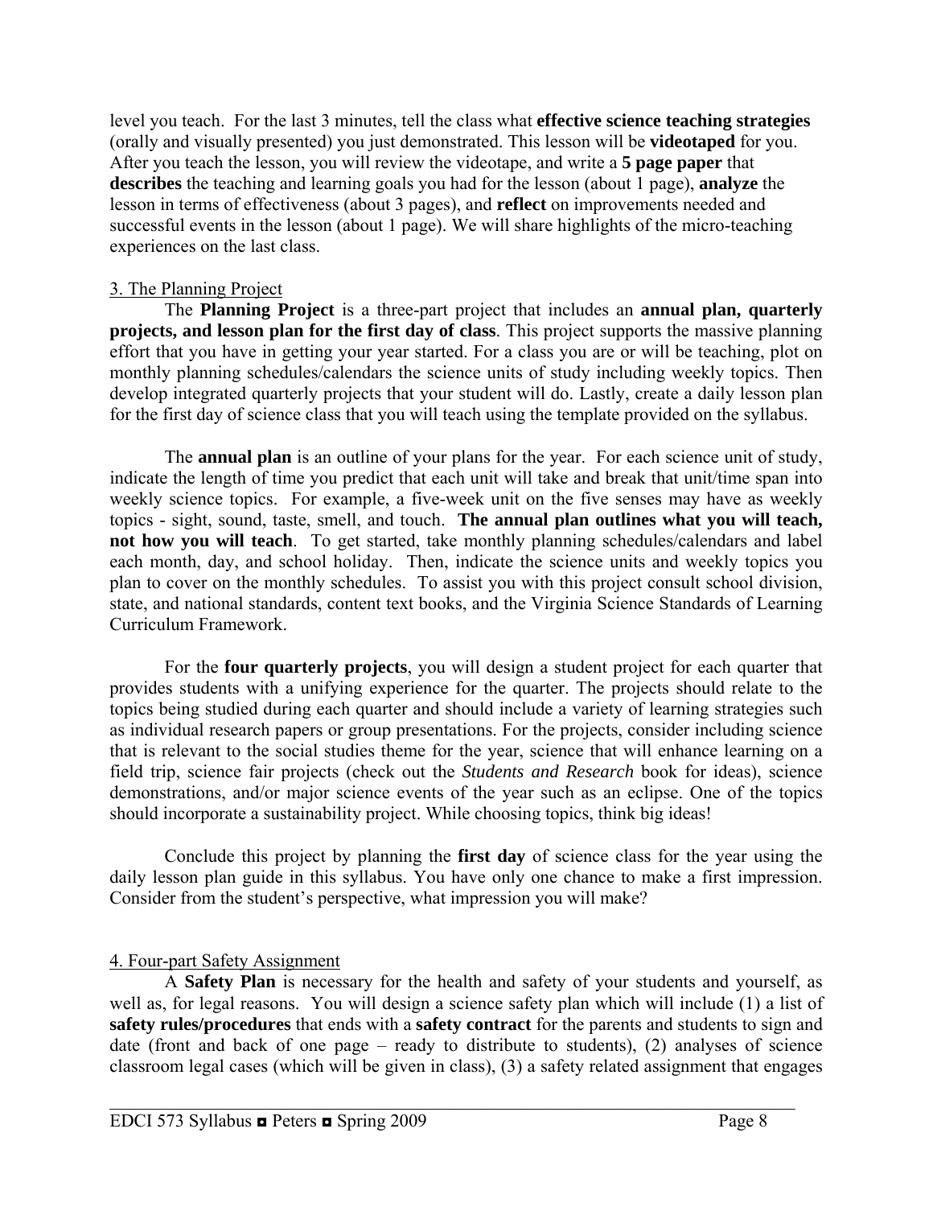level you teach. For the last 3 minutes, tell the class what **effective science teaching strategies** (orally and visually presented) you just demonstrated. This lesson will be **videotaped** for you. After you teach the lesson, you will review the videotape, and write a **5 page paper** that **describes** the teaching and learning goals you had for the lesson (about 1 page), **analyze** the lesson in terms of effectiveness (about 3 pages), and **reflect** on improvements needed and successful events in the lesson (about 1 page). We will share highlights of the micro-teaching experiences on the last class.

### 3. The Planning Project

The **Planning Project** is a three-part project that includes an **annual plan, quarterly projects, and lesson plan for the first day of class**. This project supports the massive planning effort that you have in getting your year started. For a class you are or will be teaching, plot on monthly planning schedules/calendars the science units of study including weekly topics. Then develop integrated quarterly projects that your student will do. Lastly, create a daily lesson plan for the first day of science class that you will teach using the template provided on the syllabus.

The **annual plan** is an outline of your plans for the year. For each science unit of study, indicate the length of time you predict that each unit will take and break that unit/time span into weekly science topics. For example, a five-week unit on the five senses may have as weekly topics - sight, sound, taste, smell, and touch. **The annual plan outlines what you will teach, not how you will teach**. To get started, take monthly planning schedules/calendars and label each month, day, and school holiday. Then, indicate the science units and weekly topics you plan to cover on the monthly schedules. To assist you with this project consult school division, state, and national standards, content text books, and the Virginia Science Standards of Learning Curriculum Framework.

For the **four quarterly projects**, you will design a student project for each quarter that provides students with a unifying experience for the quarter. The projects should relate to the topics being studied during each quarter and should include a variety of learning strategies such as individual research papers or group presentations. For the projects, consider including science that is relevant to the social studies theme for the year, science that will enhance learning on a field trip, science fair projects (check out the *Students and Research* book for ideas), science demonstrations, and/or major science events of the year such as an eclipse. One of the topics should incorporate a sustainability project. While choosing topics, think big ideas!

Conclude this project by planning the **first day** of science class for the year using the daily lesson plan guide in this syllabus. You have only one chance to make a first impression. Consider from the student's perspective, what impression you will make?

### 4. Four-part Safety Assignment

A **Safety Plan** is necessary for the health and safety of your students and yourself, as well as, for legal reasons. You will design a science safety plan which will include (1) a list of **safety rules/procedures** that ends with a **safety contract** for the parents and students to sign and date (front and back of one page – ready to distribute to students), (2) analyses of science classroom legal cases (which will be given in class), (3) a safety related assignment that engages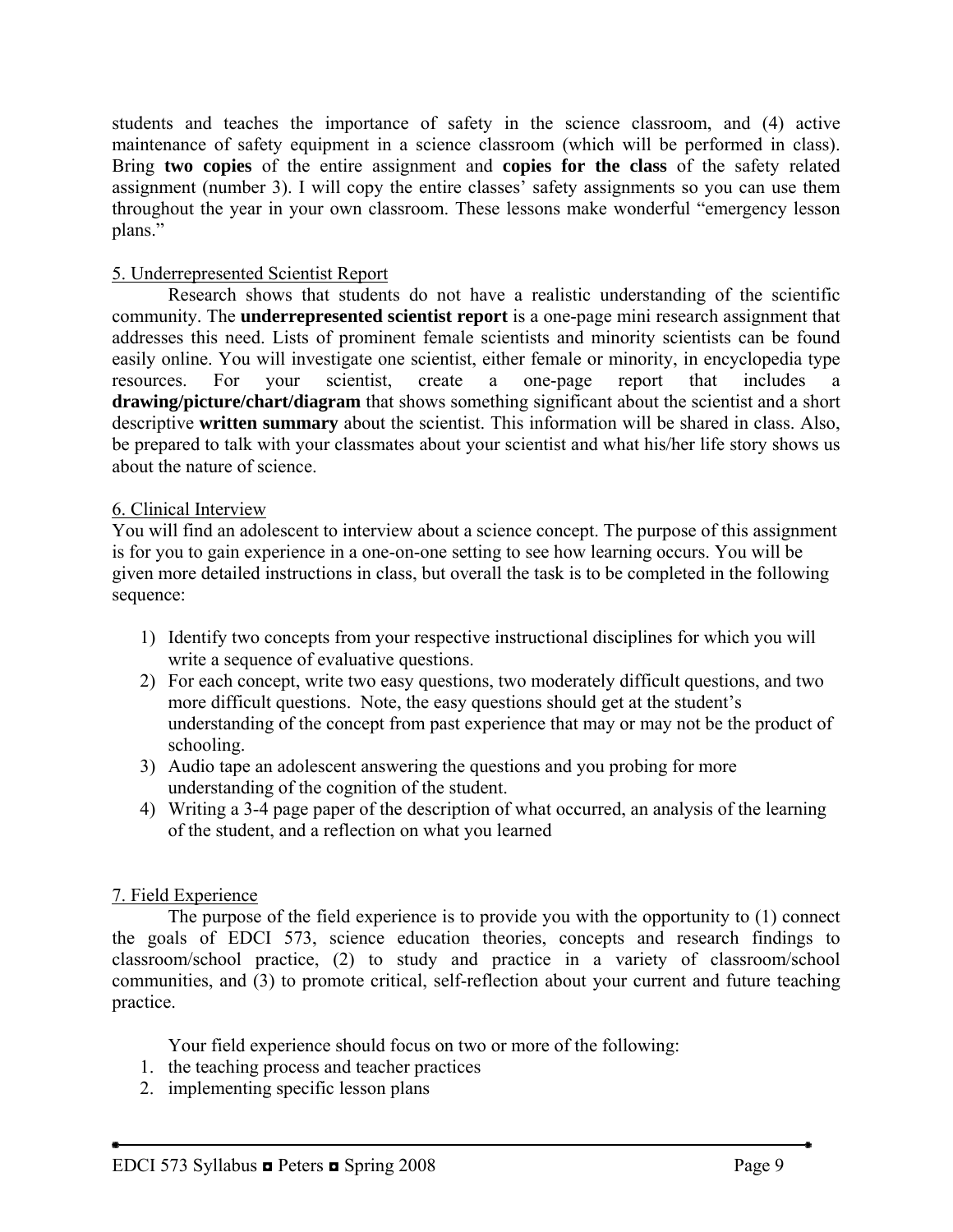students and teaches the importance of safety in the science classroom, and (4) active maintenance of safety equipment in a science classroom (which will be performed in class). Bring **two copies** of the entire assignment and **copies for the class** of the safety related assignment (number 3). I will copy the entire classes' safety assignments so you can use them throughout the year in your own classroom. These lessons make wonderful "emergency lesson plans."

5. Underrepresented Scientist Report

Research shows that students do not have a realistic understanding of the scientific community. The **underrepresented scientist report** is a one-page mini research assignment that addresses this need. Lists of prominent female scientists and minority scientists can be found easily online. You will investigate one scientist, either female or minority, in encyclopedia type resources. For your scientist, create a one-page report that includes a **drawing/picture/chart/diagram** that shows something significant about the scientist and a short descriptive **written summary** about the scientist. This information will be shared in class. Also, be prepared to talk with your classmates about your scientist and what his/her life story shows us about the nature of science.

6. Clinical Interview

You will find an adolescent to interview about a science concept. The purpose of this assignment is for you to gain experience in a one-on-one setting to see how learning occurs. You will be given more detailed instructions in class, but overall the task is to be completed in the following sequence:

1) Identify two concepts from your respective instructional disciplines for which you will write a sequence of evaluative questions.
2) For each concept, write two easy questions, two moderately difficult questions, and two more difficult questions. Note, the easy questions should get at the student's understanding of the concept from past experience that may or may not be the product of schooling.
3) Audio tape an adolescent answering the questions and you probing for more understanding of the cognition of the student.
4) Writing a 3-4 page paper of the description of what occurred, an analysis of the learning of the student, and a reflection on what you learned

7. Field Experience

The purpose of the field experience is to provide you with the opportunity to (1) connect the goals of EDCI 573, science education theories, concepts and research findings to classroom/school practice, (2) to study and practice in a variety of classroom/school communities, and (3) to promote critical, self-reflection about your current and future teaching practice.

Your field experience should focus on two or more of the following:

1. the teaching process and teacher practices
2. implementing specific lesson plans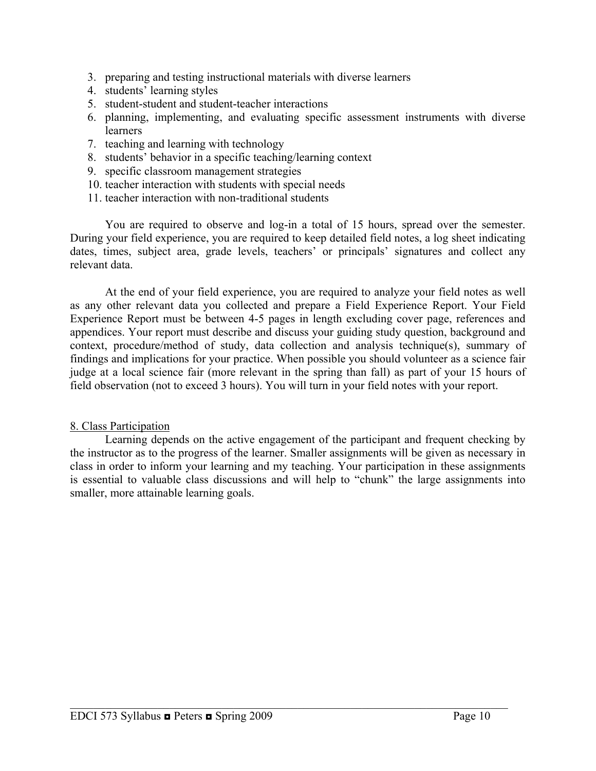3. preparing and testing instructional materials with diverse learners
4. students' learning styles
5. student-student and student-teacher interactions
6. planning, implementing, and evaluating specific assessment instruments with diverse learners
7. teaching and learning with technology
8. students' behavior in a specific teaching/learning context
9. specific classroom management strategies
10. teacher interaction with students with special needs
11. teacher interaction with non-traditional students

You are required to observe and log-in a total of 15 hours, spread over the semester. During your field experience, you are required to keep detailed field notes, a log sheet indicating dates, times, subject area, grade levels, teachers' or principals' signatures and collect any relevant data.

At the end of your field experience, you are required to analyze your field notes as well as any other relevant data you collected and prepare a Field Experience Report. Your Field Experience Report must be between 4-5 pages in length excluding cover page, references and appendices. Your report must describe and discuss your guiding study question, background and context, procedure/method of study, data collection and analysis technique(s), summary of findings and implications for your practice. When possible you should volunteer as a science fair judge at a local science fair (more relevant in the spring than fall) as part of your 15 hours of field observation (not to exceed 3 hours). You will turn in your field notes with your report.

<u>8. Class Participation</u>

Learning depends on the active engagement of the participant and frequent checking by the instructor as to the progress of the learner. Smaller assignments will be given as necessary in class in order to inform your learning and my teaching. Your participation in these assignments is essential to valuable class discussions and will help to "chunk" the large assignments into smaller, more attainable learning goals.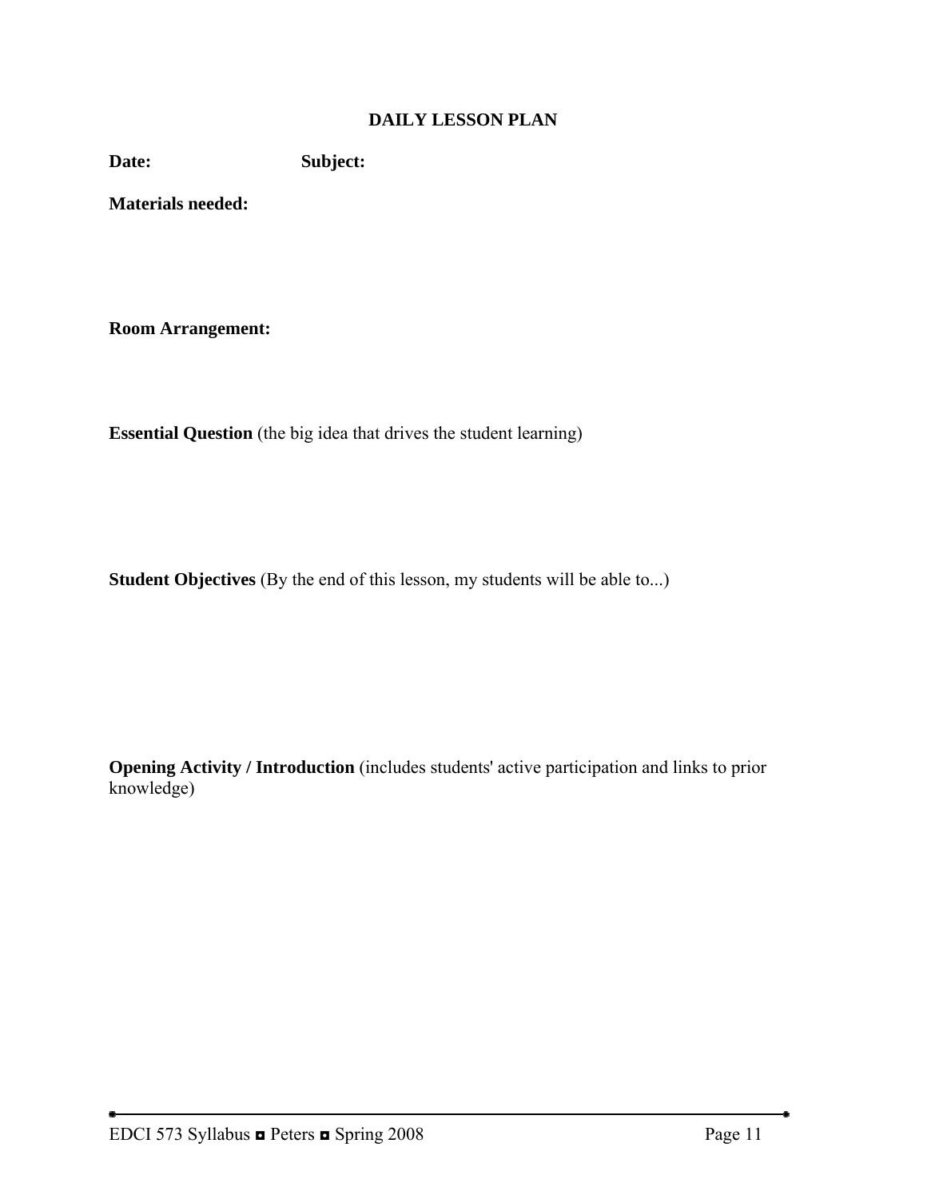## DAILY LESSON PLAN

**Date:** **Subject:**

**Materials needed:**

**Room Arrangement:**

**Essential Question** (the big idea that drives the student learning)

**Student Objectives** (By the end of this lesson, my students will be able to...)

**Opening Activity / Introduction** (includes students' active participation and links to prior knowledge)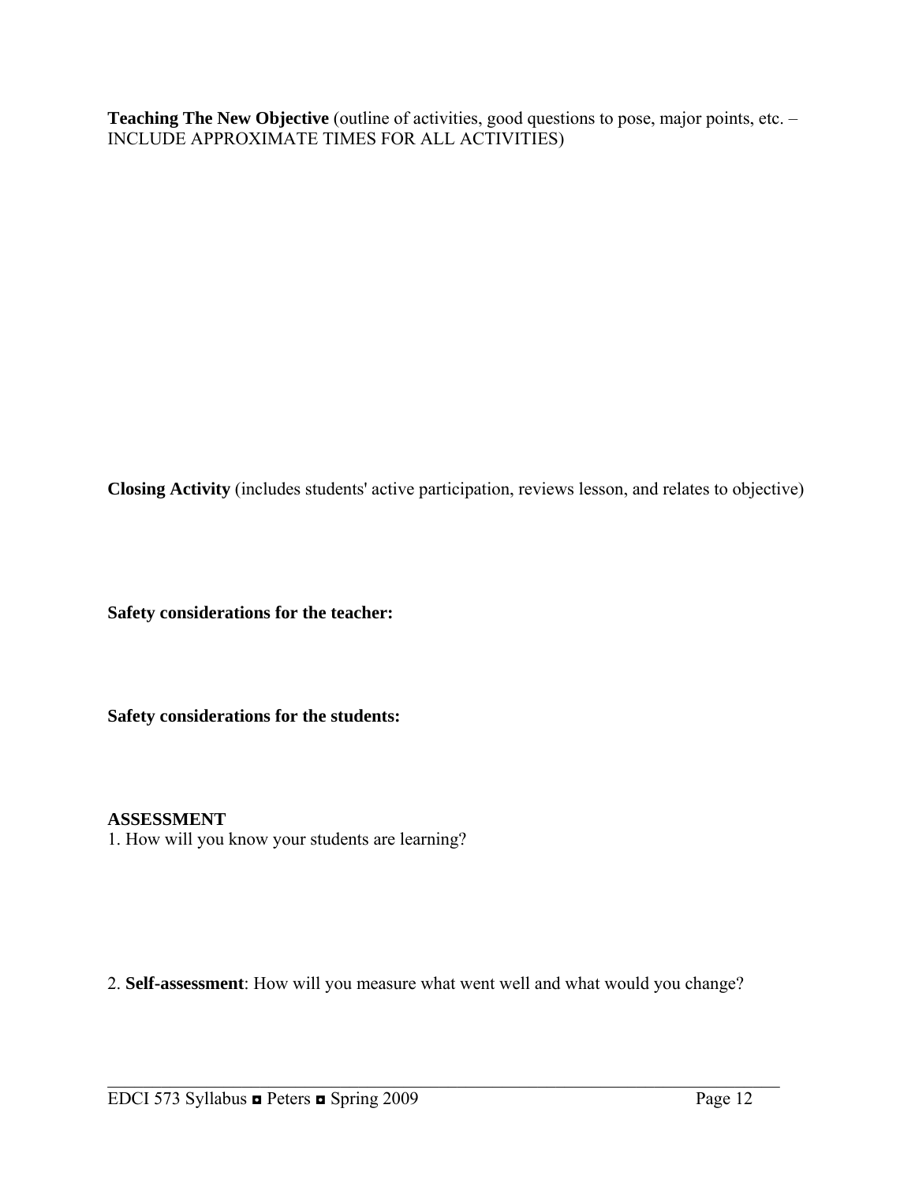**Teaching The New Objective** (outline of activities, good questions to pose, major points, etc. – INCLUDE APPROXIMATE TIMES FOR ALL ACTIVITIES)

**Closing Activity** (includes students' active participation, reviews lesson, and relates to objective)

**Safety considerations for the teacher:**

**Safety considerations for the students:**

**ASSESSMENT**

1. How will you know your students are learning?

2. **Self-assessment**: How will you measure what went well and what would you change?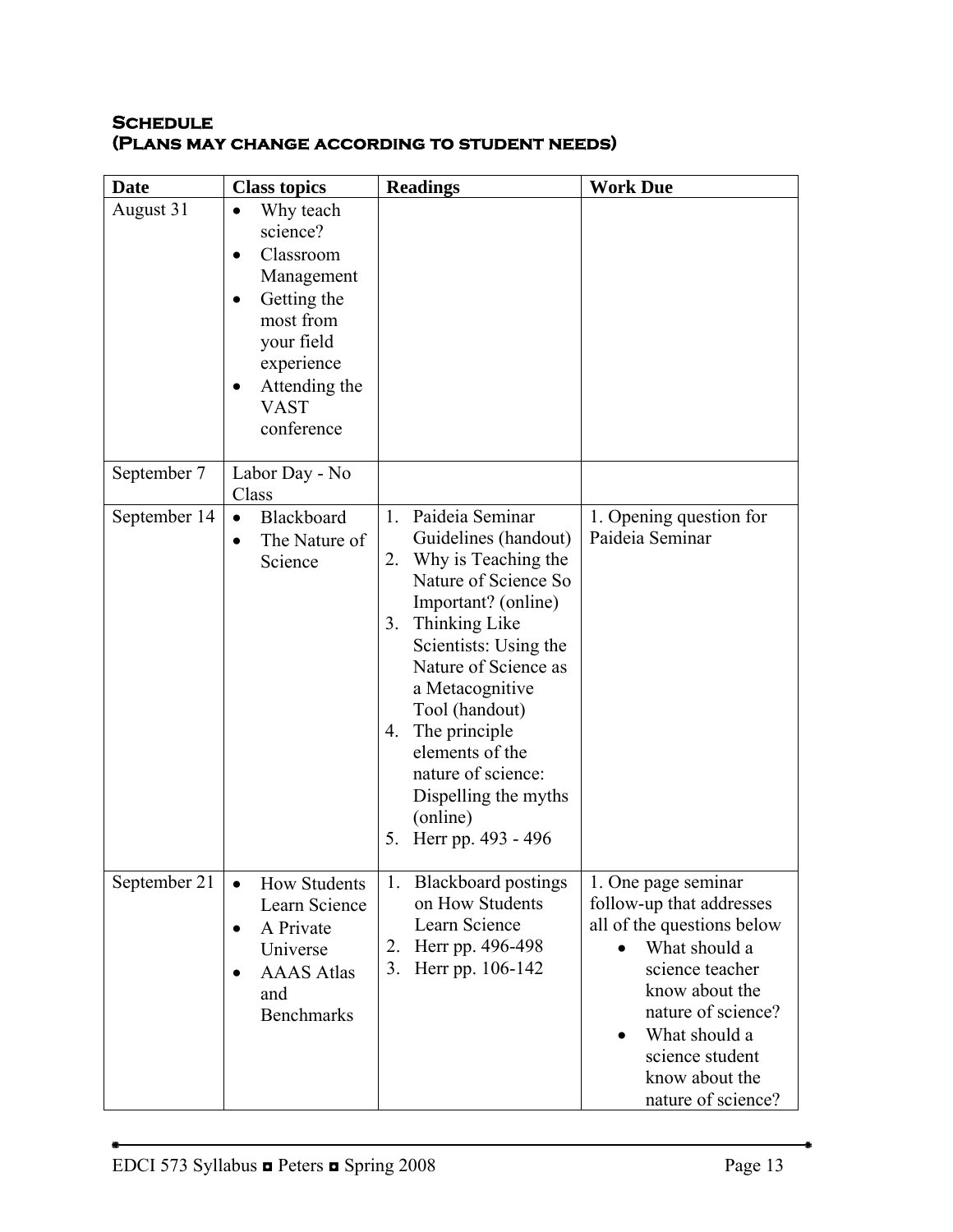**Schedule**
**(Plans may change according to student needs)**

| Date | Class topics | Readings | Work Due |
|---|---|---|---|
| August 31 | • Why teach science?<br>• Classroom Management<br>• Getting the most from your field experience<br>• Attending the VAST conference | | |
| September 7 | Labor Day - No Class | | |
| September 14 | • Blackboard<br>• The Nature of Science | 1. Paideia Seminar Guidelines (handout)<br>2. Why is Teaching the Nature of Science So Important? (online)<br>3. Thinking Like Scientists: Using the Nature of Science as a Metacognitive Tool (handout)<br>4. The principle elements of the nature of science: Dispelling the myths (online)<br>5. Herr pp. 493 - 496 | 1. Opening question for Paideia Seminar |
| September 21 | • How Students Learn Science<br>• A Private Universe<br>• AAAS Atlas and Benchmarks | 1. Blackboard postings on How Students Learn Science<br>2. Herr pp. 496-498<br>3. Herr pp. 106-142 | 1. One page seminar follow-up that addresses all of the questions below<br>• What should a science teacher know about the nature of science?<br>• What should a science student know about the nature of science? |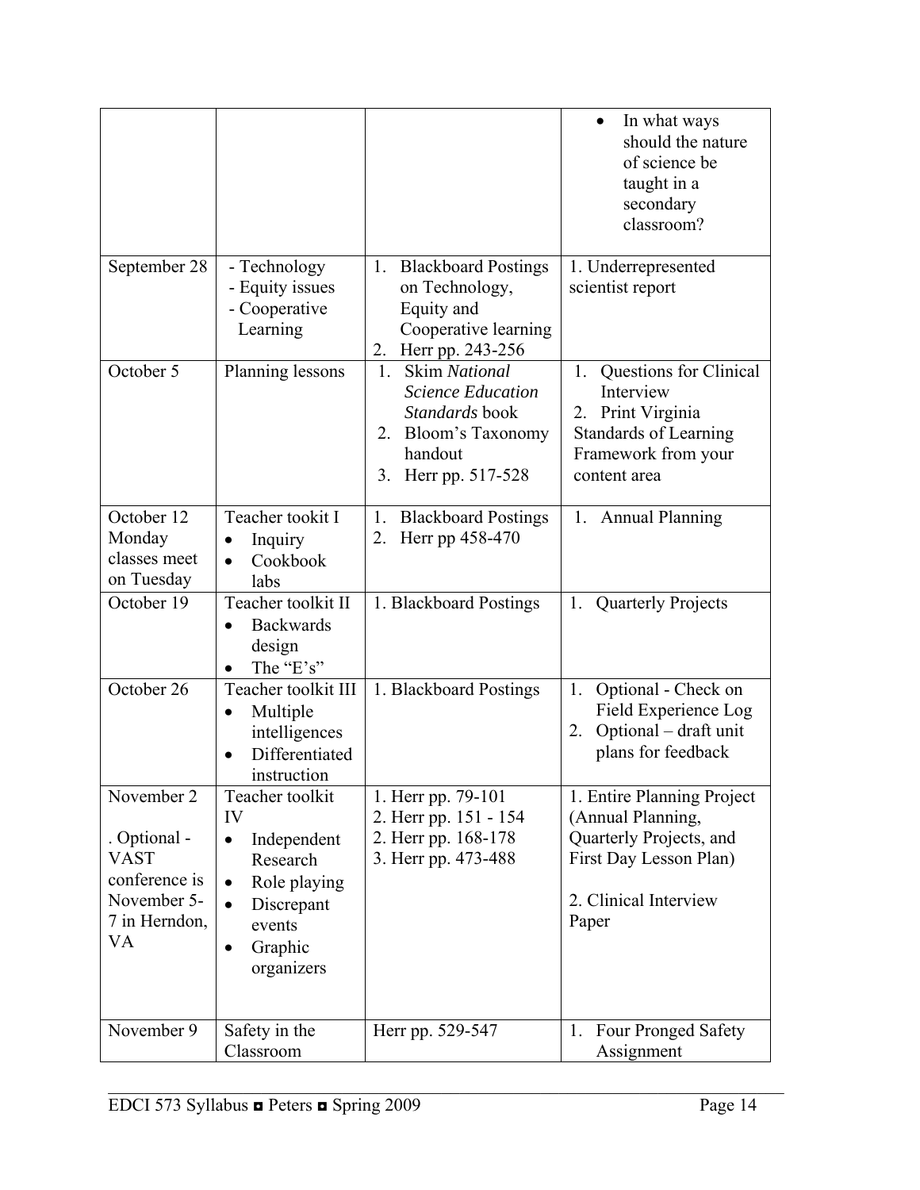| | | | |
|---|---|---|---|
| | | | • In what ways should the nature of science be taught in a secondary classroom? |
| September 28 | - Technology<br>- Equity issues<br>- Cooperative Learning | 1. Blackboard Postings on Technology, Equity and Cooperative learning<br>2. Herr pp. 243-256 | 1. Underrepresented scientist report |
| October 5 | Planning lessons | 1. Skim *National Science Education Standards* book<br>2. Bloom's Taxonomy handout<br>3. Herr pp. 517-528 | 1. Questions for Clinical Interview<br>2. Print Virginia Standards of Learning Framework from your content area |
| October 12 Monday classes meet on Tuesday | Teacher tookit I<br>• Inquiry<br>• Cookbook labs | 1. Blackboard Postings<br>2. Herr pp 458-470 | 1. Annual Planning |
| October 19 | Teacher toolkit II<br>• Backwards design<br>• The "E's" | 1. Blackboard Postings | 1. Quarterly Projects |
| October 26 | Teacher toolkit III<br>• Multiple intelligences<br>• Differentiated instruction | 1. Blackboard Postings | 1. Optional - Check on Field Experience Log<br>2. Optional – draft unit plans for feedback |
| November 2<br><br>. Optional - VAST conference is November 5-7 in Herndon, VA | Teacher toolkit IV<br>• Independent Research<br>• Role playing<br>• Discrepant events<br>• Graphic organizers | 1. Herr pp. 79-101<br>2. Herr pp. 151 - 154<br>2. Herr pp. 168-178<br>3. Herr pp. 473-488 | 1. Entire Planning Project (Annual Planning, Quarterly Projects, and First Day Lesson Plan)<br><br>2. Clinical Interview Paper |
| November 9 | Safety in the Classroom | Herr pp. 529-547 | 1. Four Pronged Safety Assignment |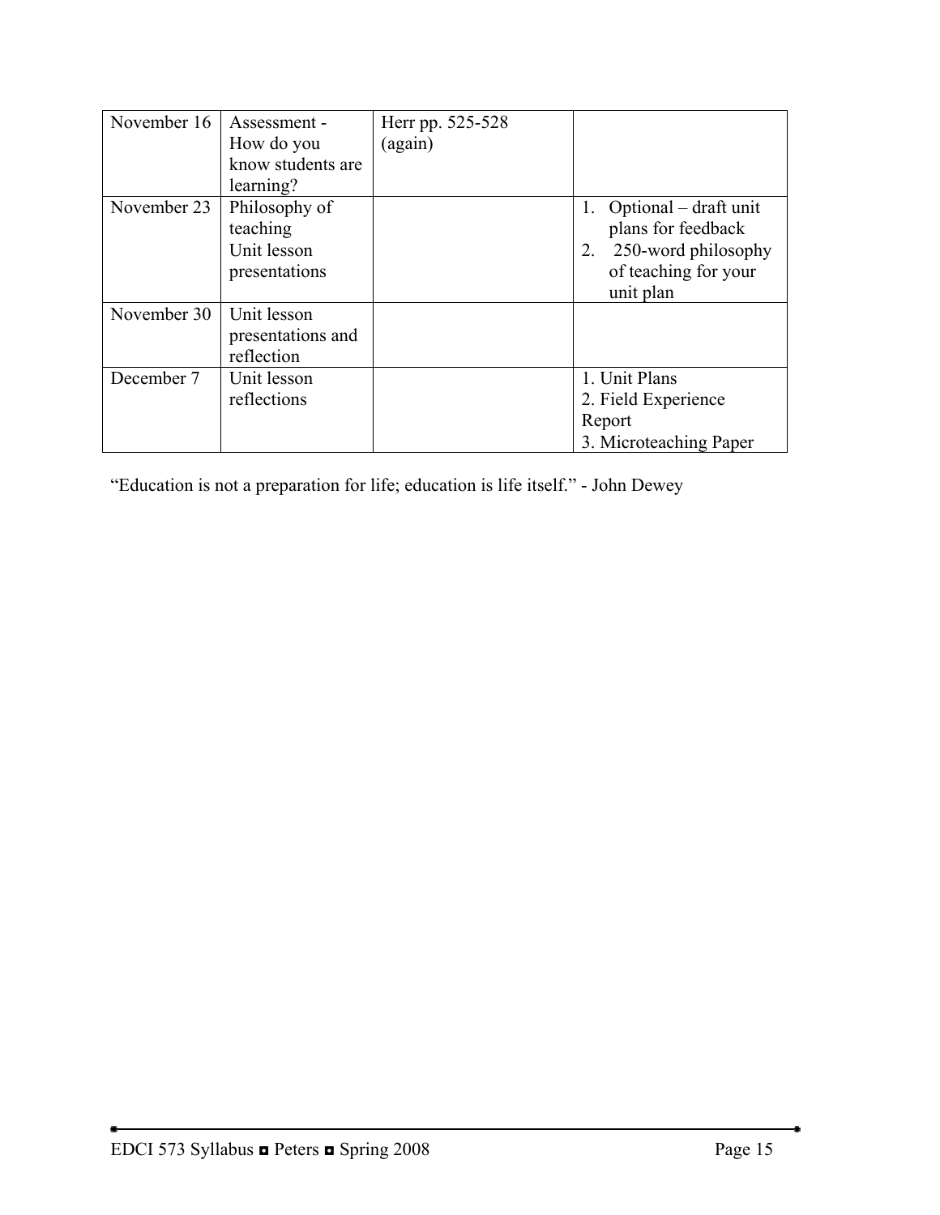| November 16 | Assessment - How do you know students are learning? | Herr pp. 525-528 (again) | |
|---|---|---|---|
| November 23 | Philosophy of teaching<br>Unit lesson presentations | | 1. Optional – draft unit plans for feedback<br>2. 250-word philosophy of teaching for your unit plan |
| November 30 | Unit lesson presentations and reflection | | |
| December 7 | Unit lesson reflections | | 1. Unit Plans<br>2. Field Experience Report<br>3. Microteaching Paper |

"Education is not a preparation for life; education is life itself." - John Dewey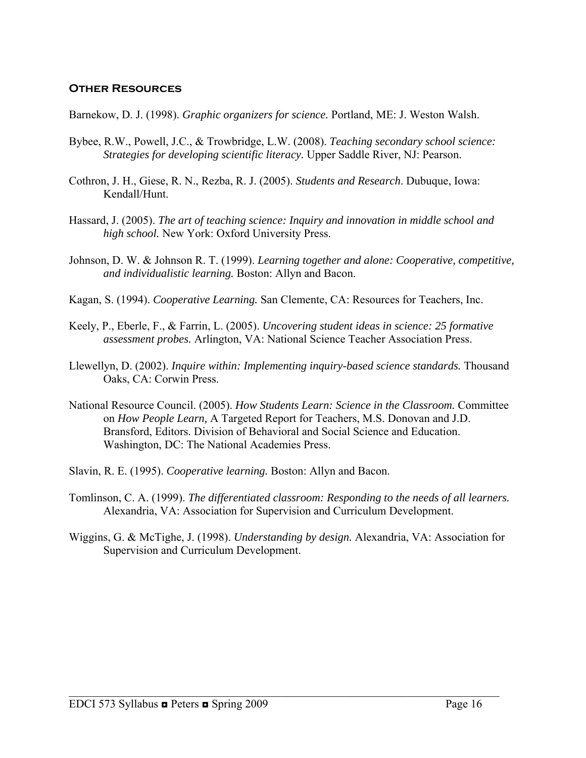### Other Resources

Barnekow, D. J. (1998). *Graphic organizers for science.* Portland, ME: J. Weston Walsh.

Bybee, R.W., Powell, J.C., & Trowbridge, L.W. (2008). *Teaching secondary school science: Strategies for developing scientific literacy.* Upper Saddle River, NJ: Pearson.

Cothron, J. H., Giese, R. N., Rezba, R. J. (2005). *Students and Research*. Dubuque, Iowa: Kendall/Hunt.

Hassard, J. (2005). *The art of teaching science: Inquiry and innovation in middle school and high school.* New York: Oxford University Press.

Johnson, D. W. & Johnson R. T. (1999). *Learning together and alone: Cooperative, competitive, and individualistic learning.* Boston: Allyn and Bacon.

Kagan, S. (1994). *Cooperative Learning.* San Clemente, CA: Resources for Teachers, Inc.

Keely, P., Eberle, F., & Farrin, L. (2005). *Uncovering student ideas in science: 25 formative assessment probes.* Arlington, VA: National Science Teacher Association Press.

Llewellyn, D. (2002). *Inquire within: Implementing inquiry-based science standards.* Thousand Oaks, CA: Corwin Press.

National Resource Council. (2005). *How Students Learn: Science in the Classroom.* Committee on *How People Learn,* A Targeted Report for Teachers, M.S. Donovan and J.D. Bransford, Editors. Division of Behavioral and Social Science and Education. Washington, DC: The National Academies Press.

Slavin, R. E. (1995). *Cooperative learning.* Boston: Allyn and Bacon.

Tomlinson, C. A. (1999). *The differentiated classroom: Responding to the needs of all learners.* Alexandria, VA: Association for Supervision and Curriculum Development.

Wiggins, G. & McTighe, J. (1998). *Understanding by design.* Alexandria, VA: Association for Supervision and Curriculum Development.